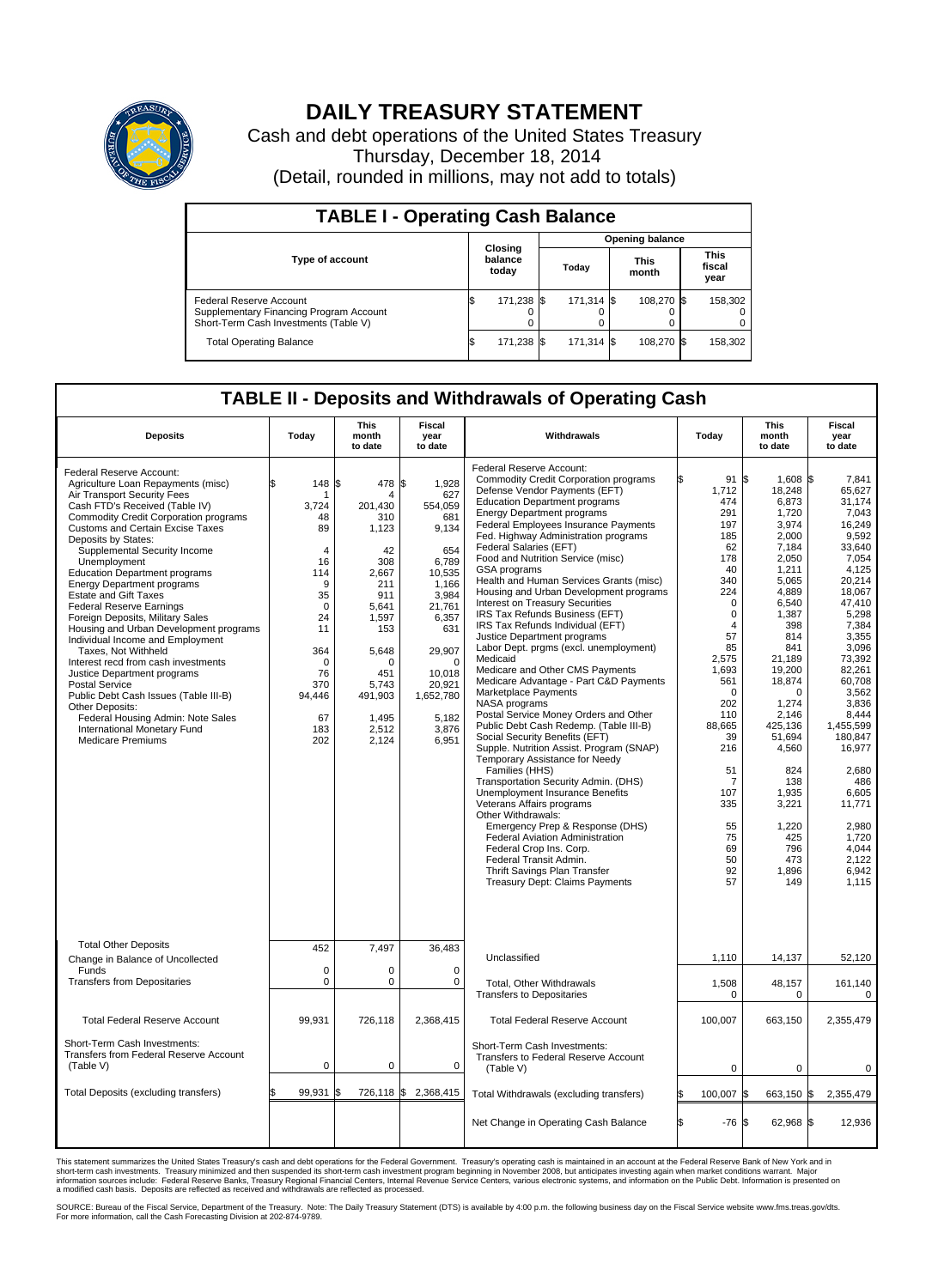# DAILY TREASURY STATEMENT

Cash and debt operations of the United States Treasury

Thursday, December 18, 2014

(Detail, rounded in millions, may not add to totals)

## TABLE I - Operating Cash Balance

| Type of account | Closing balance today | Opening balance Today | Opening balance This month | Opening balance This fiscal year |
|---|---|---|---|---|
| Federal Reserve Account | $ 171,238 | $ 171,314 | $ 108,270 | $ 158,302 |
| Supplementary Financing Program Account | 0 | 0 | 0 | 0 |
| Short-Term Cash Investments (Table V) | 0 | 0 | 0 | 0 |
| Total Operating Balance | $ 171,238 | $ 171,314 | $ 108,270 | $ 158,302 |

## TABLE II - Deposits and Withdrawals of Operating Cash

| Deposits | Today | This month to date | Fiscal year to date |
|---|---|---|---|
| Federal Reserve Account: | | | |
| Agriculture Loan Repayments (misc) | $ 148 | $ 478 | $ 1,928 |
| Air Transport Security Fees | 1 | 4 | 627 |
| Cash FTD's Received (Table IV) | 3,724 | 201,430 | 554,059 |
| Commodity Credit Corporation programs | 48 | 310 | 681 |
| Customs and Certain Excise Taxes | 89 | 1,123 | 9,134 |
| Deposits by States: | | | |
| Supplemental Security Income | 4 | 42 | 654 |
| Unemployment | 16 | 308 | 6,789 |
| Education Department programs | 114 | 2,667 | 10,535 |
| Energy Department programs | 9 | 211 | 1,166 |
| Estate and Gift Taxes | 35 | 911 | 3,984 |
| Federal Reserve Earnings | 0 | 5,641 | 21,761 |
| Foreign Deposits, Military Sales | 24 | 1,597 | 6,357 |
| Housing and Urban Development programs | 11 | 153 | 631 |
| Individual Income and Employment Taxes, Not Withheld | 364 | 5,648 | 29,907 |
| Interest recd from cash investments | 0 | 0 | 0 |
| Justice Department programs | 76 | 451 | 10,018 |
| Postal Service | 370 | 5,743 | 20,921 |
| Public Debt Cash Issues (Table III-B) | 94,446 | 491,903 | 1,652,780 |
| Other Deposits: | | | |
| Federal Housing Admin: Note Sales | 67 | 1,495 | 5,182 |
| International Monetary Fund | 183 | 2,512 | 3,876 |
| Medicare Premiums | 202 | 2,124 | 6,951 |
| Total Other Deposits | 452 | 7,497 | 36,483 |
| Change in Balance of Uncollected Funds | 0 | 0 | 0 |
| Transfers from Depositaries | 0 | 0 | 0 |
| Total Federal Reserve Account | 99,931 | 726,118 | 2,368,415 |
| Short-Term Cash Investments: Transfers from Federal Reserve Account (Table V) | 0 | 0 | 0 |
| Total Deposits (excluding transfers) | $ 99,931 | $ 726,118 | $ 2,368,415 |

| Withdrawals | Today | This month to date | Fiscal year to date |
|---|---|---|---|
| Federal Reserve Account: | | | |
| Commodity Credit Corporation programs | $ 91 | $ 1,608 | $ 7,841 |
| Defense Vendor Payments (EFT) | 1,712 | 18,248 | 65,627 |
| Education Department programs | 474 | 6,873 | 31,174 |
| Energy Department programs | 291 | 1,720 | 7,043 |
| Federal Employees Insurance Payments | 197 | 3,974 | 16,249 |
| Fed. Highway Administration programs | 185 | 2,000 | 9,592 |
| Federal Salaries (EFT) | 62 | 7,184 | 33,640 |
| Food and Nutrition Service (misc) | 178 | 2,050 | 7,054 |
| GSA programs | 40 | 1,211 | 4,125 |
| Health and Human Services Grants (misc) | 340 | 5,065 | 20,214 |
| Housing and Urban Development programs | 224 | 4,889 | 18,067 |
| Interest on Treasury Securities | 0 | 6,540 | 47,410 |
| IRS Tax Refunds Business (EFT) | 0 | 1,387 | 5,298 |
| IRS Tax Refunds Individual (EFT) | 4 | 398 | 7,384 |
| Justice Department programs | 57 | 814 | 3,355 |
| Labor Dept. prgms (excl. unemployment) | 85 | 841 | 3,096 |
| Medicaid | 2,575 | 21,189 | 73,392 |
| Medicare and Other CMS Payments | 1,693 | 19,200 | 82,261 |
| Medicare Advantage - Part C&D Payments | 561 | 18,874 | 60,708 |
| Marketplace Payments | 0 | 0 | 3,562 |
| NASA programs | 202 | 1,274 | 3,836 |
| Postal Service Money Orders and Other | 110 | 2,146 | 8,444 |
| Public Debt Cash Redemp. (Table III-B) | 88,665 | 425,136 | 1,455,599 |
| Social Security Benefits (EFT) | 39 | 51,694 | 180,847 |
| Supple. Nutrition Assist. Program (SNAP) | 216 | 4,560 | 16,977 |
| Temporary Assistance for Needy Families (HHS) | 51 | 824 | 2,680 |
| Transportation Security Admin. (DHS) | 7 | 138 | 486 |
| Unemployment Insurance Benefits | 107 | 1,935 | 6,605 |
| Veterans Affairs programs | 335 | 3,221 | 11,771 |
| Other Withdrawals: | | | |
| Emergency Prep & Response (DHS) | 55 | 1,220 | 2,980 |
| Federal Aviation Administration | 75 | 425 | 1,720 |
| Federal Crop Ins. Corp. | 69 | 796 | 4,044 |
| Federal Transit Admin. | 50 | 473 | 2,122 |
| Thrift Savings Plan Transfer | 92 | 1,896 | 6,942 |
| Treasury Dept: Claims Payments | 57 | 149 | 1,115 |
| Unclassified | 1,110 | 14,137 | 52,120 |
| Total, Other Withdrawals | 1,508 | 48,157 | 161,140 |
| Transfers to Depositaries | 0 | 0 | 0 |
| Total Federal Reserve Account | 100,007 | 663,150 | 2,355,479 |
| Short-Term Cash Investments: Transfers to Federal Reserve Account (Table V) | 0 | 0 | 0 |
| Total Withdrawals (excluding transfers) | $ 100,007 | $ 663,150 | $ 2,355,479 |
| Net Change in Operating Cash Balance | $ -76 | $ 62,968 | $ 12,936 |

This statement summarizes the United States Treasury's cash and debt operations for the Federal Government. Treasury's operating cash is maintained in an account at the Federal Reserve Bank of New York and in short-term cash investments. Treasury minimized and then suspended its short-term cash investment program beginning in November 2008, but anticipates investing again when market conditions warrant. Major information sources include: Federal Reserve Banks, Treasury Regional Financial Centers, Internal Revenue Service Centers, various electronic systems, and information on the Public Debt. Information is presented on a modified cash basis. Deposits are reflected as received and withdrawals are reflected as processed.

SOURCE: Bureau of the Fiscal Service, Department of the Treasury. Note: The Daily Treasury Statement (DTS) is available by 4:00 p.m. the following business day on the Fiscal Service website www.fms.treas.gov/dts. For more information, call the Cash Forecasting Division at 202-874-9789.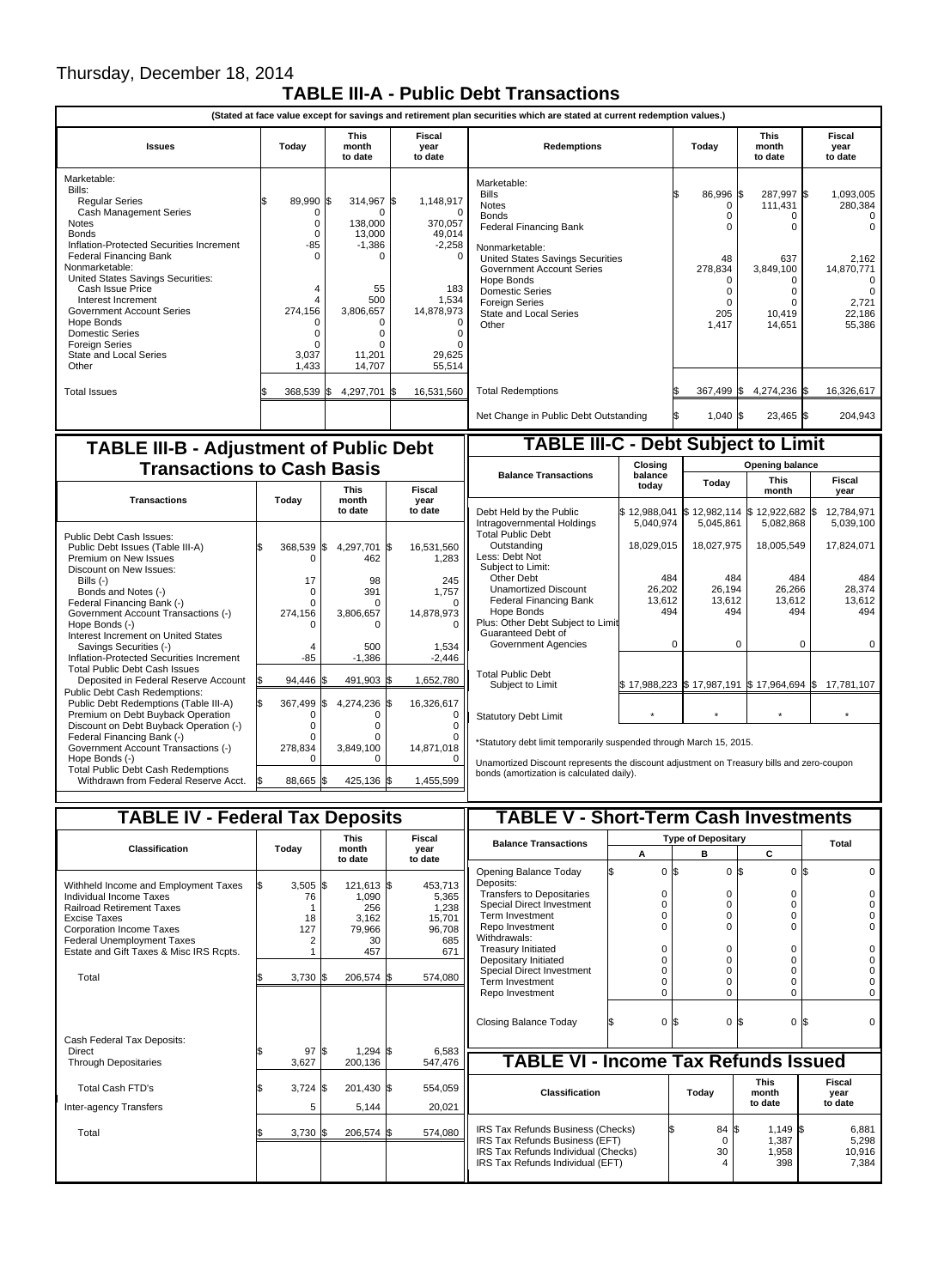Thursday, December 18, 2014

# TABLE III-A - Public Debt Transactions

(Stated at face value except for savings and retirement plan securities which are stated at current redemption values.)

| Issues | Today | This month to date | Fiscal year to date |
|---|---|---|---|
| Marketable: | | | |
| Bills: | | | |
| Regular Series | $ 89,990 | $ 314,967 | $ 1,148,917 |
| Cash Management Series | 0 | 0 | 0 |
| Notes | 0 | 138,000 | 370,057 |
| Bonds | 0 | 13,000 | 49,014 |
| Inflation-Protected Securities Increment | -85 | -1,386 | -2,258 |
| Federal Financing Bank | 0 | 0 | 0 |
| Nonmarketable: | | | |
| United States Savings Securities: | | | |
| Cash Issue Price | 4 | 55 | 183 |
| Interest Increment | 4 | 500 | 1,534 |
| Government Account Series | 274,156 | 3,806,657 | 14,878,973 |
| Hope Bonds | 0 | 0 | 0 |
| Domestic Series | 0 | 0 | 0 |
| Foreign Series | 0 | 0 | 0 |
| State and Local Series | 3,037 | 11,201 | 29,625 |
| Other | 1,433 | 14,707 | 55,514 |
| Total Issues | $ 368,539 | $ 4,297,701 | $ 16,531,560 |

| Redemptions | Today | This month to date | Fiscal year to date |
|---|---|---|---|
| Marketable: | | | |
| Bills | $ 86,996 | $ 287,997 | $ 1,093,005 |
| Notes | 0 | 111,431 | 280,384 |
| Bonds | 0 | 0 | 0 |
| Federal Financing Bank | 0 | 0 | 0 |
| Nonmarketable: | | | |
| United States Savings Securities | 48 | 637 | 2,162 |
| Government Account Series | 278,834 | 3,849,100 | 14,870,771 |
| Hope Bonds | 0 | 0 | 0 |
| Domestic Series | 0 | 0 | 0 |
| Foreign Series | 0 | 0 | 2,721 |
| State and Local Series | 205 | 10,419 | 22,186 |
| Other | 1,417 | 14,651 | 55,386 |
| Total Redemptions | $ 367,499 | $ 4,274,236 | $ 16,326,617 |
| Net Change in Public Debt Outstanding | $ 1,040 | $ 23,465 | $ 204,943 |

# TABLE III-B - Adjustment of Public Debt Transactions to Cash Basis

| Transactions | Today | This month to date | Fiscal year to date |
|---|---|---|---|
| Public Debt Cash Issues: | | | |
| Public Debt Issues (Table III-A) | $ 368,539 | $ 4,297,701 | $ 16,531,560 |
| Premium on New Issues | 0 | 462 | 1,283 |
| Discount on New Issues: | | | |
| Bills (-) | 17 | 98 | 245 |
| Bonds and Notes (-) | 0 | 391 | 1,757 |
| Federal Financing Bank (-) | 0 | 0 | 0 |
| Government Account Transactions (-) | 274,156 | 3,806,657 | 14,878,973 |
| Hope Bonds (-) | 0 | 0 | 0 |
| Interest Increment on United States Savings Securities (-) | 4 | 500 | 1,534 |
| Inflation-Protected Securities Increment | -85 | -1,386 | -2,446 |
| Total Public Debt Cash Issues Deposited in Federal Reserve Account | $ 94,446 | $ 491,903 | $ 1,652,780 |
| Public Debt Cash Redemptions: | | | |
| Public Debt Redemptions (Table III-A) | $ 367,499 | $ 4,274,236 | $ 16,326,617 |
| Premium on Debt Buyback Operation | 0 | 0 | 0 |
| Discount on Debt Buyback Operation (-) | 0 | 0 | 0 |
| Federal Financing Bank (-) | 0 | 0 | 0 |
| Government Account Transactions (-) | 278,834 | 3,849,100 | 14,871,018 |
| Hope Bonds (-) | 0 | 0 | 0 |
| Total Public Debt Cash Redemptions Withdrawn from Federal Reserve Acct. | $ 88,665 | $ 425,136 | $ 1,455,599 |

# TABLE III-C - Debt Subject to Limit

| Balance Transactions | Closing balance today | Opening balance Today | Opening balance This month | Opening balance Fiscal year |
|---|---|---|---|---|
| Debt Held by the Public | $ 12,988,041 | $ 12,982,114 | $ 12,922,682 | $ 12,784,971 |
| Intragovernmental Holdings | 5,040,974 | 5,045,861 | 5,082,868 | 5,039,100 |
| Total Public Debt Outstanding | 18,029,015 | 18,027,975 | 18,005,549 | 17,824,071 |
| Less: Debt Not Subject to Limit: | | | | |
| Other Debt | 484 | 484 | 484 | 484 |
| Unamortized Discount | 26,202 | 26,194 | 26,266 | 28,374 |
| Federal Financing Bank | 13,612 | 13,612 | 13,612 | 13,612 |
| Hope Bonds | 494 | 494 | 494 | 494 |
| Plus: Other Debt Subject to Limit | | | | |
| Guaranteed Debt of Government Agencies | 0 | 0 | 0 | 0 |
| Total Public Debt Subject to Limit | $ 17,988,223 | $ 17,987,191 | $ 17,964,694 | $ 17,781,107 |
| Statutory Debt Limit | * | * | * | * |

*Statutory debt limit temporarily suspended through March 15, 2015.

Unamortized Discount represents the discount adjustment on Treasury bills and zero-coupon bonds (amortization is calculated daily).

# TABLE IV - Federal Tax Deposits

| Classification | Today | This month to date | Fiscal year to date |
|---|---|---|---|
| Withheld Income and Employment Taxes | $ 3,505 | $ 121,613 | $ 453,713 |
| Individual Income Taxes | 76 | 1,090 | 5,365 |
| Railroad Retirement Taxes | 1 | 256 | 1,238 |
| Excise Taxes | 18 | 3,162 | 15,701 |
| Corporation Income Taxes | 127 | 79,966 | 96,708 |
| Federal Unemployment Taxes | 2 | 30 | 685 |
| Estate and Gift Taxes & Misc IRS Rcpts. | 1 | 457 | 671 |
| Total | $ 3,730 | $ 206,574 | $ 574,080 |
| Cash Federal Tax Deposits: | | | |
| Direct | $ 97 | $ 1,294 | $ 6,583 |
| Through Depositaries | 3,627 | 200,136 | 547,476 |
| Total Cash FTD's | $ 3,724 | $ 201,430 | $ 554,059 |
| Inter-agency Transfers | 5 | 5,144 | 20,021 |
| Total | $ 3,730 | $ 206,574 | $ 574,080 |

# TABLE V - Short-Term Cash Investments

| Balance Transactions | Type of Depositary A | Type of Depositary B | Type of Depositary C | Total |
|---|---|---|---|---|
| Opening Balance Today | $ 0 | $ 0 | $ 0 | $ 0 |
| Deposits: | | | | |
| Transfers to Depositaries | 0 | 0 | 0 | 0 |
| Special Direct Investment | 0 | 0 | 0 | 0 |
| Term Investment | 0 | 0 | 0 | 0 |
| Repo Investment | 0 | 0 | 0 | 0 |
| Withdrawals: | | | | |
| Treasury Initiated | 0 | 0 | 0 | 0 |
| Depositary Initiated | 0 | 0 | 0 | 0 |
| Special Direct Investment | 0 | 0 | 0 | 0 |
| Term Investment | 0 | 0 | 0 | 0 |
| Repo Investment | 0 | 0 | 0 | 0 |
| Closing Balance Today | $ 0 | $ 0 | $ 0 | $ 0 |

# TABLE VI - Income Tax Refunds Issued

| Classification | Today | This month to date | Fiscal year to date |
|---|---|---|---|
| IRS Tax Refunds Business (Checks) | $ 84 | $ 1,149 | $ 6,881 |
| IRS Tax Refunds Business (EFT) | 0 | 1,387 | 5,298 |
| IRS Tax Refunds Individual (Checks) | 30 | 1,958 | 10,916 |
| IRS Tax Refunds Individual (EFT) | 4 | 398 | 7,384 |